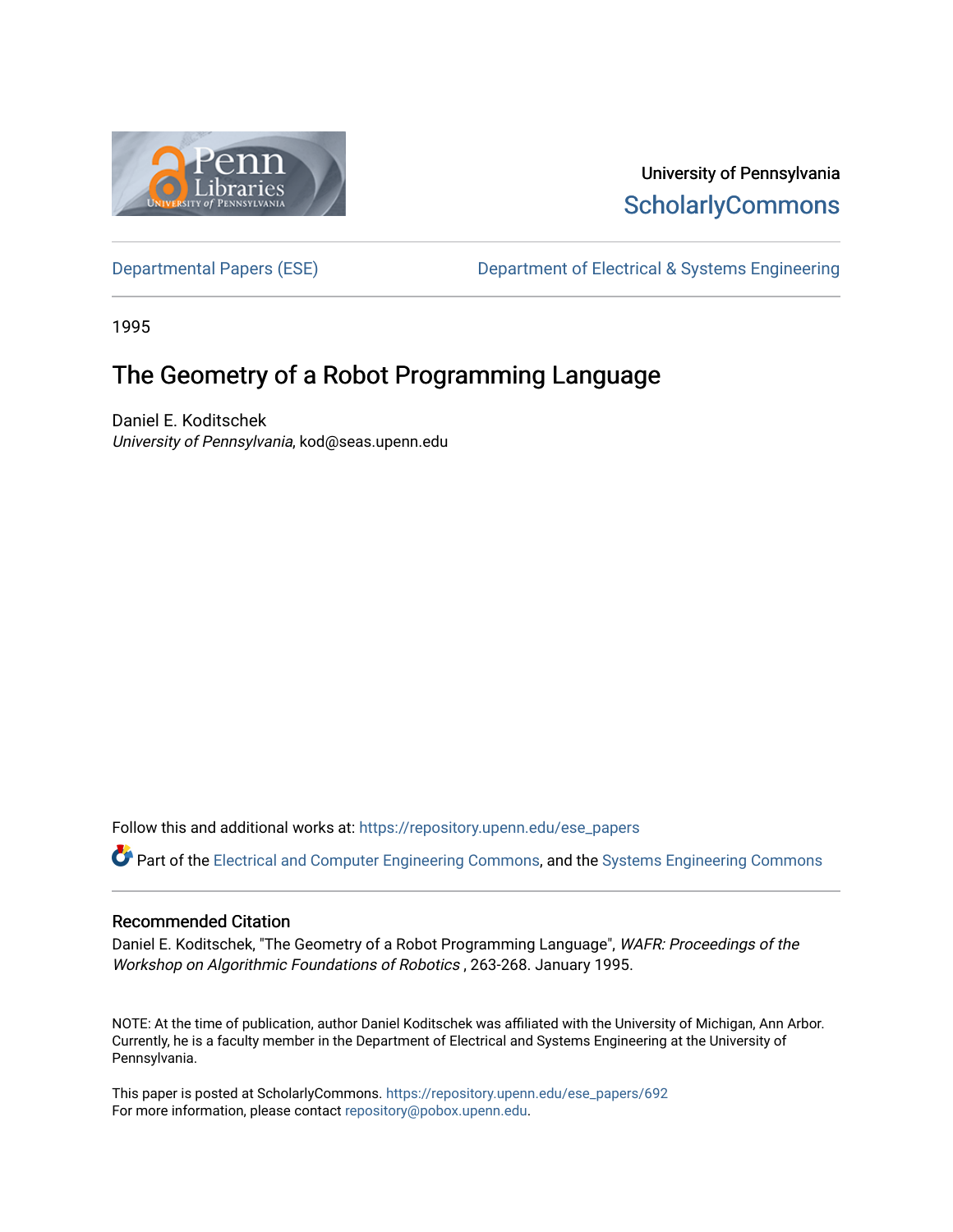University of Pennsylvania
ScholarlyCommons

Departmental Papers (ESE) | Department of Electrical & Systems Engineering

1995

# The Geometry of a Robot Programming Language

Daniel E. Koditschek
*University of Pennsylvania*, kod@seas.upenn.edu

Follow this and additional works at: https://repository.upenn.edu/ese_papers

Part of the Electrical and Computer Engineering Commons, and the Systems Engineering Commons

## Recommended Citation

Daniel E. Koditschek, "The Geometry of a Robot Programming Language", *WAFR: Proceedings of the Workshop on Algorithmic Foundations of Robotics* , 263-268. January 1995.

NOTE: At the time of publication, author Daniel Koditschek was affiliated with the University of Michigan, Ann Arbor. Currently, he is a faculty member in the Department of Electrical and Systems Engineering at the University of Pennsylvania.

This paper is posted at ScholarlyCommons. https://repository.upenn.edu/ese_papers/692
For more information, please contact repository@pobox.upenn.edu.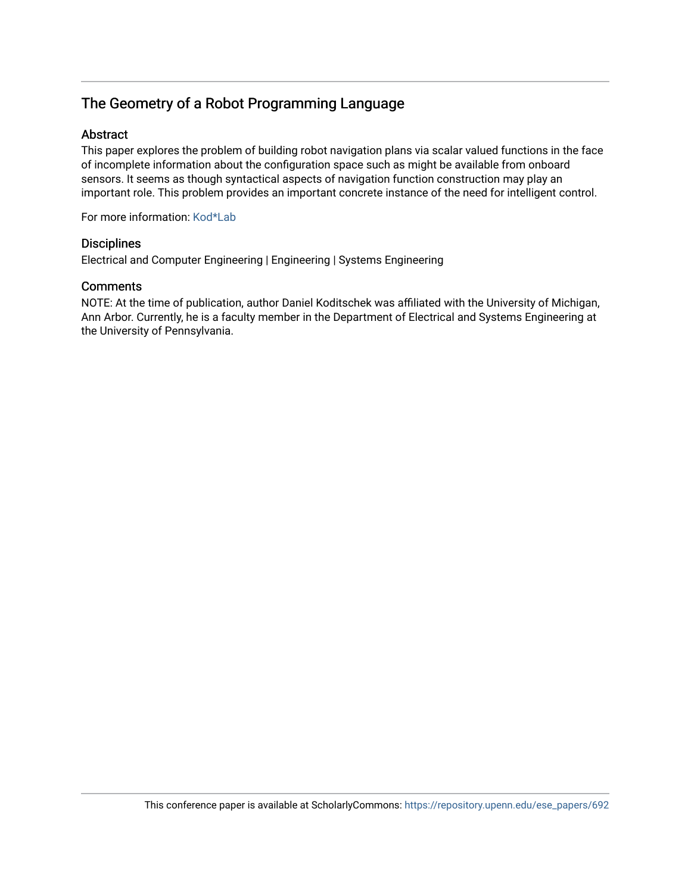# The Geometry of a Robot Programming Language

## Abstract

This paper explores the problem of building robot navigation plans via scalar valued functions in the face of incomplete information about the configuration space such as might be available from onboard sensors. It seems as though syntactical aspects of navigation function construction may play an important role. This problem provides an important concrete instance of the need for intelligent control.

For more information: Kod*Lab

## Disciplines

Electrical and Computer Engineering | Engineering | Systems Engineering

## Comments

NOTE: At the time of publication, author Daniel Koditschek was affiliated with the University of Michigan, Ann Arbor. Currently, he is a faculty member in the Department of Electrical and Systems Engineering at the University of Pennsylvania.

This conference paper is available at ScholarlyCommons: https://repository.upenn.edu/ese_papers/692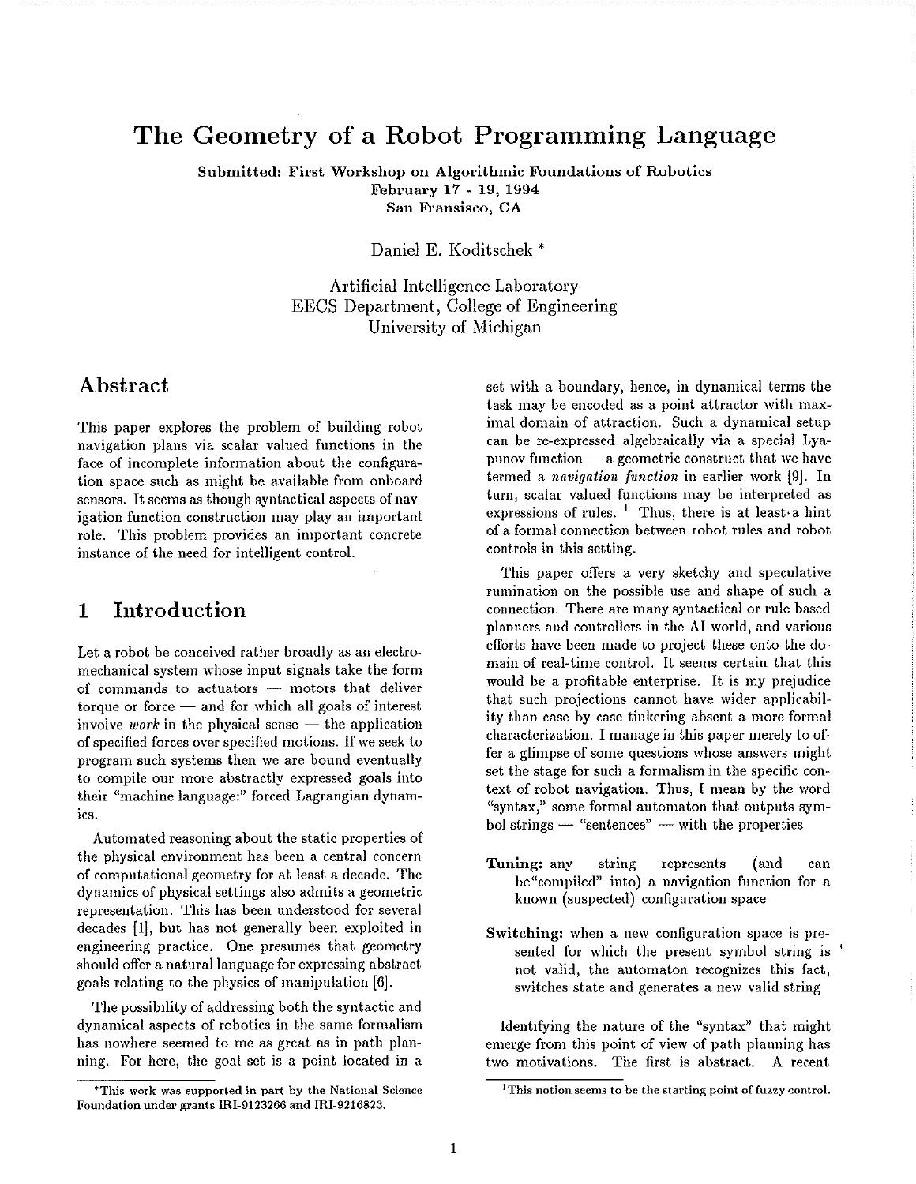# The Geometry of a Robot Programming Language

**Submitted: First Workshop on Algorithmic Foundations of Robotics**
**February 17 - 19, 1994**
**San Fransisco, CA**

Daniel E. Koditschek *

Artificial Intelligence Laboratory
EECS Department, College of Engineering
University of Michigan

## Abstract

This paper explores the problem of building robot navigation plans via scalar valued functions in the face of incomplete information about the configuration space such as might be available from onboard sensors. It seems as though syntactical aspects of navigation function construction may play an important role. This problem provides an important concrete instance of the need for intelligent control.

## 1 Introduction

Let a robot be conceived rather broadly as an electromechanical system whose input signals take the form of commands to actuators — motors that deliver torque or force — and for which all goals of interest involve *work* in the physical sense — the application of specified forces over specified motions. If we seek to program such systems then we are bound eventually to compile our more abstractly expressed goals into their "machine language:" forced Lagrangian dynamics.

Automated reasoning about the static properties of the physical environment has been a central concern of computational geometry for at least a decade. The dynamics of physical settings also admits a geometric representation. This has been understood for several decades [1], but has not generally been exploited in engineering practice. One presumes that geometry should offer a natural language for expressing abstract goals relating to the physics of manipulation [6].

The possibility of addressing both the syntactic and dynamical aspects of robotics in the same formalism has nowhere seemed to me as great as in path planning. For here, the goal set is a point located in a set with a boundary, hence, in dynamical terms the task may be encoded as a point attractor with maximal domain of attraction. Such a dynamical setup can be re-expressed algebraically via a special Lyapunov function — a geometric construct that we have termed a *navigation function* in earlier work [9]. In turn, scalar valued functions may be interpreted as expressions of rules. [1] Thus, there is at least a hint of a formal connection between robot rules and robot controls in this setting.

This paper offers a very sketchy and speculative rumination on the possible use and shape of such a connection. There are many syntactical or rule based planners and controllers in the AI world, and various efforts have been made to project these onto the domain of real-time control. It seems certain that this would be a profitable enterprise. It is my prejudice that such projections cannot have wider applicability than case by case tinkering absent a more formal characterization. I manage in this paper merely to offer a glimpse of some questions whose answers might set the stage for such a formalism in the specific context of robot navigation. Thus, I mean by the word "syntax," some formal automaton that outputs symbol strings — "sentences" — with the properties

**Tuning:** any string represents (and can be"compiled" into) a navigation function for a known (suspected) configuration space

**Switching:** when a new configuration space is presented for which the present symbol string is not valid, the automaton recognizes this fact, switches state and generates a new valid string

Identifying the nature of the "syntax" that might emerge from this point of view of path planning has two motivations. The first is abstract. A recent

*This work was supported in part by the National Science Foundation under grants IRI-9123266 and IRI-9216823.

[1] This notion seems to be the starting point of fuzzy control.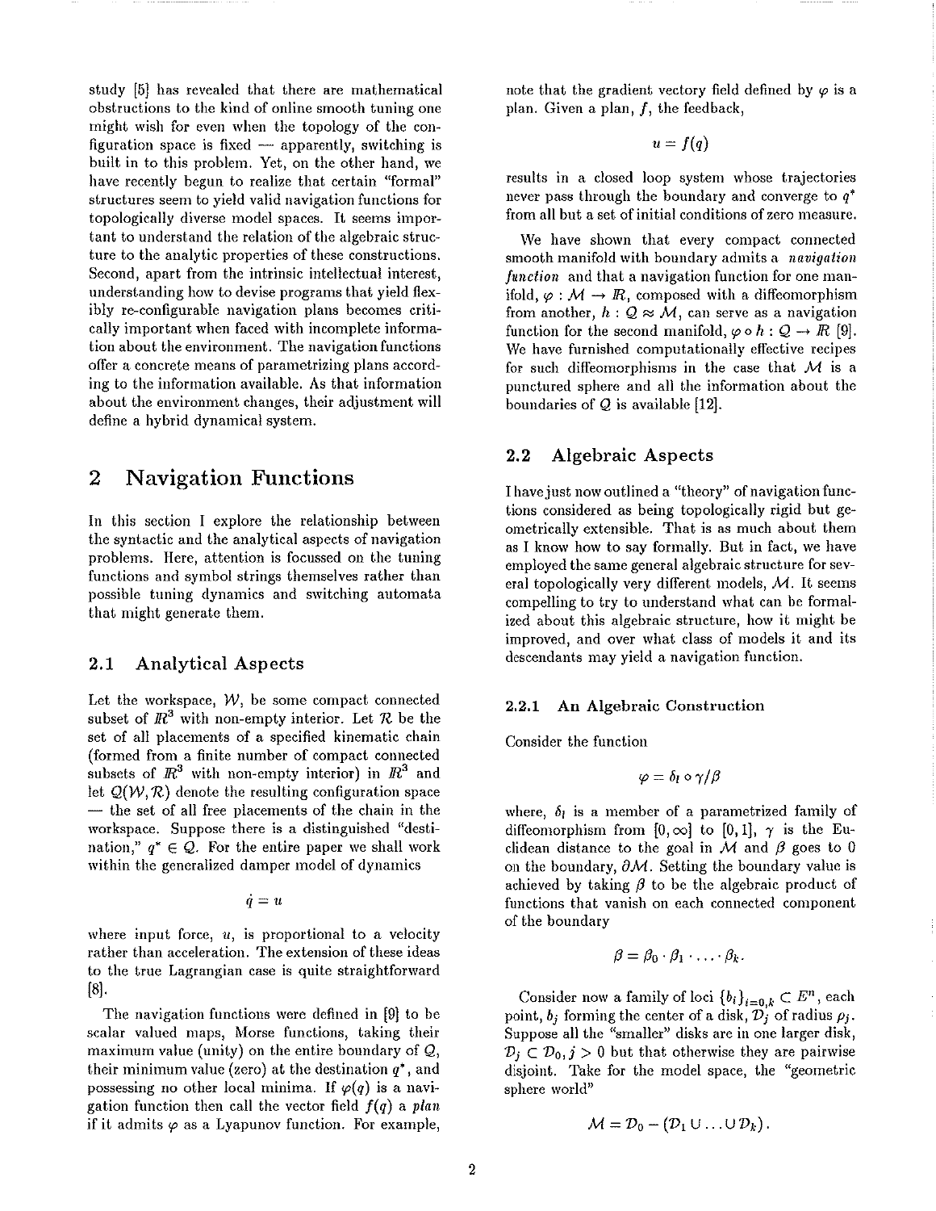study [5] has revealed that there are mathematical obstructions to the kind of online smooth tuning one might wish for even when the topology of the configuration space is fixed — apparently, switching is built in to this problem. Yet, on the other hand, we have recently begun to realize that certain "formal" structures seem to yield valid navigation functions for topologically diverse model spaces. It seems important to understand the relation of the algebraic structure to the analytic properties of these constructions. Second, apart from the intrinsic intellectual interest, understanding how to devise programs that yield flexibly re-configurable navigation plans becomes critically important when faced with incomplete information about the environment. The navigation functions offer a concrete means of parametrizing plans according to the information available. As that information about the environment changes, their adjustment will define a hybrid dynamical system.

# 2 Navigation Functions

In this section I explore the relationship between the syntactic and the analytical aspects of navigation problems. Here, attention is focussed on the tuning functions and symbol strings themselves rather than possible tuning dynamics and switching automata that might generate them.

## 2.1 Analytical Aspects

Let the workspace, $\mathcal{W}$, be some compact connected subset of $\mathbb{R}^3$ with non-empty interior. Let $\mathcal{R}$ be the set of all placements of a specified kinematic chain (formed from a finite number of compact connected subsets of $\mathbb{R}^3$ with non-empty interior) in $\mathbb{R}^3$ and let $\mathcal{Q}(\mathcal{W}, \mathcal{R})$ denote the resulting configuration space — the set of all free placements of the chain in the workspace. Suppose there is a distinguished "destination," $q^* \in \mathcal{Q}$. For the entire paper we shall work within the generalized damper model of dynamics

$$\dot{q} = u$$

where input force, $u$, is proportional to a velocity rather than acceleration. The extension of these ideas to the true Lagrangian case is quite straightforward [8].

The navigation functions were defined in [9] to be scalar valued maps, Morse functions, taking their maximum value (unity) on the entire boundary of $\mathcal{Q}$, their minimum value (zero) at the destination $q^*$, and possessing no other local minima. If $\varphi(q)$ is a navigation function then call the vector field $f(q)$ a *plan* if it admits $\varphi$ as a Lyapunov function. For example, note that the gradient vectory field defined by $\varphi$ is a plan. Given a plan, $f$, the feedback,

$$u = f(q)$$

results in a closed loop system whose trajectories never pass through the boundary and converge to $q^*$ from all but a set of initial conditions of zero measure.

We have shown that every compact connected smooth manifold with boundary admits a *navigation function* and that a navigation function for one manifold, $\varphi : \mathcal{M} \to \mathbb{R}$, composed with a diffeomorphism from another, $h : \mathcal{Q} \approx \mathcal{M}$, can serve as a navigation function for the second manifold, $\varphi \circ h : \mathcal{Q} \to \mathbb{R}$ [9]. We have furnished computationally effective recipes for such diffeomorphisms in the case that $\mathcal{M}$ is a punctured sphere and all the information about the boundaries of $\mathcal{Q}$ is available [12].

## 2.2 Algebraic Aspects

I have just now outlined a "theory" of navigation functions considered as being topologically rigid but geometrically extensible. That is as much about them as I know how to say formally. But in fact, we have employed the same general algebraic structure for several topologically very different models, $\mathcal{M}$. It seems compelling to try to understand what can be formalized about this algebraic structure, how it might be improved, and over what class of models it and its descendants may yield a navigation function.

### 2.2.1 An Algebraic Construction

Consider the function

$$\varphi = \delta_l \circ \gamma / \beta$$

where, $\delta_l$ is a member of a parametrized family of diffeomorphism from $[0, \infty]$ to $[0, 1]$, $\gamma$ is the Euclidean distance to the goal in $\mathcal{M}$ and $\beta$ goes to 0 on the boundary, $\partial\mathcal{M}$. Setting the boundary value is achieved by taking $\beta$ to be the algebraic product of functions that vanish on each connected component of the boundary

$$\beta = \beta_0 \cdot \beta_1 \cdot \ldots \cdot \beta_k.$$

Consider now a family of loci $\{b_i\}_{i=0,k} \subset E^n$, each point, $b_j$ forming the center of a disk, $\mathcal{D}_j$ of radius $\rho_j$. Suppose all the "smaller" disks are in one larger disk, $\mathcal{D}_j \subset \mathcal{D}_0, j > 0$ but that otherwise they are pairwise disjoint. Take for the model space, the "geometric sphere world"

$$\mathcal{M} = \mathcal{D}_0 - (\mathcal{D}_1 \cup \ldots \cup \mathcal{D}_k).$$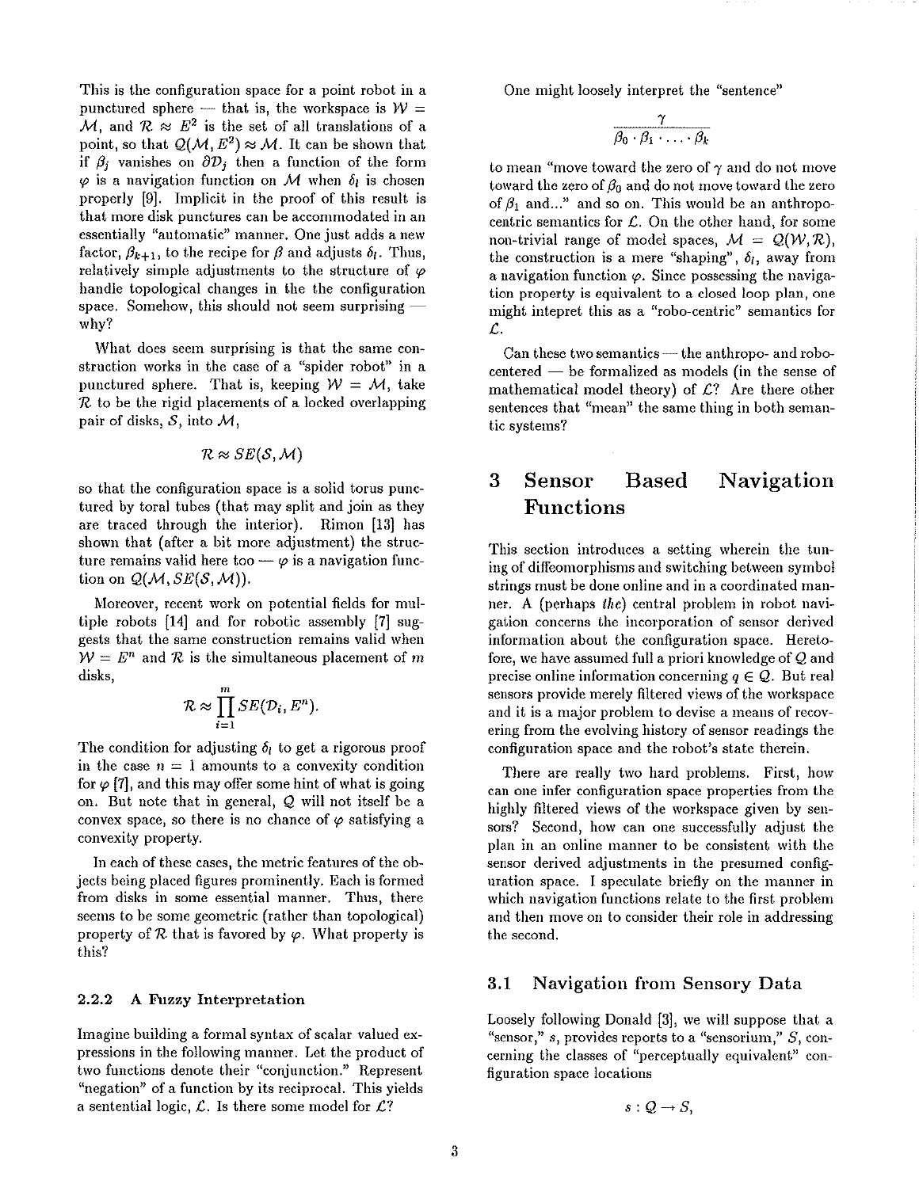This is the configuration space for a point robot in a punctured sphere — that is, the workspace is $\mathcal{W} = \mathcal{M}$, and $\mathcal{R} \approx E^2$ is the set of all translations of a point, so that $\mathcal{Q}(\mathcal{M}, E^2) \approx \mathcal{M}$. It can be shown that if $\beta_j$ vanishes on $\partial\mathcal{D}_j$ then a function of the form $\varphi$ is a navigation function on $\mathcal{M}$ when $\delta_l$ is chosen properly [9]. Implicit in the proof of this result is that more disk punctures can be accommodated in an essentially "automatic" manner. One just adds a new factor, $\beta_{k+1}$, to the recipe for $\beta$ and adjusts $\delta_l$. Thus, relatively simple adjustments to the structure of $\varphi$ handle topological changes in the the configuration space. Somehow, this should not seem surprising — why?

What does seem surprising is that the same construction works in the case of a "spider robot" in a punctured sphere. That is, keeping $\mathcal{W} = \mathcal{M}$, take $\mathcal{R}$ to be the rigid placements of a locked overlapping pair of disks, $\mathcal{S}$, into $\mathcal{M}$,

$$\mathcal{R} \approx SE(\mathcal{S}, \mathcal{M})$$

so that the configuration space is a solid torus punctured by toral tubes (that may split and join as they are traced through the interior). Rimon [13] has shown that (after a bit more adjustment) the structure remains valid here too — $\varphi$ is a navigation function on $\mathcal{Q}(\mathcal{M}, SE(\mathcal{S}, \mathcal{M}))$.

Moreover, recent work on potential fields for multiple robots [14] and for robotic assembly [7] suggests that the same construction remains valid when $\mathcal{W} = E^n$ and $\mathcal{R}$ is the simultaneous placement of $m$ disks,

$$\mathcal{R} \approx \prod_{i=1}^{m} SE(\mathcal{D}_i, E^n).$$

The condition for adjusting $\delta_l$ to get a rigorous proof in the case $n = 1$ amounts to a convexity condition for $\varphi$ [7], and this may offer some hint of what is going on. But note that in general, $\mathcal{Q}$ will not itself be a convex space, so there is no chance of $\varphi$ satisfying a convexity property.

In each of these cases, the metric features of the objects being placed figures prominently. Each is formed from disks in some essential manner. Thus, there seems to be some geometric (rather than topological) property of $\mathcal{R}$ that is favored by $\varphi$. What property is this?

#### 2.2.2 A Fuzzy Interpretation

Imagine building a formal syntax of scalar valued expressions in the following manner. Let the product of two functions denote their "conjunction." Represent "negation" of a function by its reciprocal. This yields a sentential logic, $\mathcal{L}$. Is there some model for $\mathcal{L}$?

One might loosely interpret the "sentence"

$$\frac{\gamma}{\beta_0 \cdot \beta_1 \cdot \ldots \cdot \beta_k}$$

to mean "move toward the zero of $\gamma$ and do not move toward the zero of $\beta_0$ and do not move toward the zero of $\beta_1$ and..." and so on. This would be an anthropocentric semantics for $\mathcal{L}$. On the other hand, for some non-trivial range of model spaces, $\mathcal{M} = \mathcal{Q}(\mathcal{W}, \mathcal{R})$, the construction is a mere "shaping", $\delta_l$, away from a navigation function $\varphi$. Since possessing the navigation property is equivalent to a closed loop plan, one might intepret this as a "robo-centric" semantics for $\mathcal{L}$.

Can these two semantics — the anthropo- and robo-centered — be formalized as models (in the sense of mathematical model theory) of $\mathcal{L}$? Are there other sentences that "mean" the same thing in both semantic systems?

## 3 Sensor Based Navigation Functions

This section introduces a setting wherein the tuning of diffeomorphisms and switching between symbol strings must be done online and in a coordinated manner. A (perhaps *the*) central problem in robot navigation concerns the incorporation of sensor derived information about the configuration space. Heretofore, we have assumed full a priori knowledge of $\mathcal{Q}$ and precise online information concerning $q \in \mathcal{Q}$. But real sensors provide merely filtered views of the workspace and it is a major problem to devise a means of recovering from the evolving history of sensor readings the configuration space and the robot's state therein.

There are really two hard problems. First, how can one infer configuration space properties from the highly filtered views of the workspace given by sensors? Second, how can one successfully adjust the plan in an online manner to be consistent with the sensor derived adjustments in the presumed configuration space. I speculate briefly on the manner in which navigation functions relate to the first problem and then move on to consider their role in addressing the second.

### 3.1 Navigation from Sensory Data

Loosely following Donald [3], we will suppose that a "sensor," $s$, provides reports to a "sensorium," $S$, concerning the classes of "perceptually equivalent" configuration space locations

$$s : \mathcal{Q} \to S,$$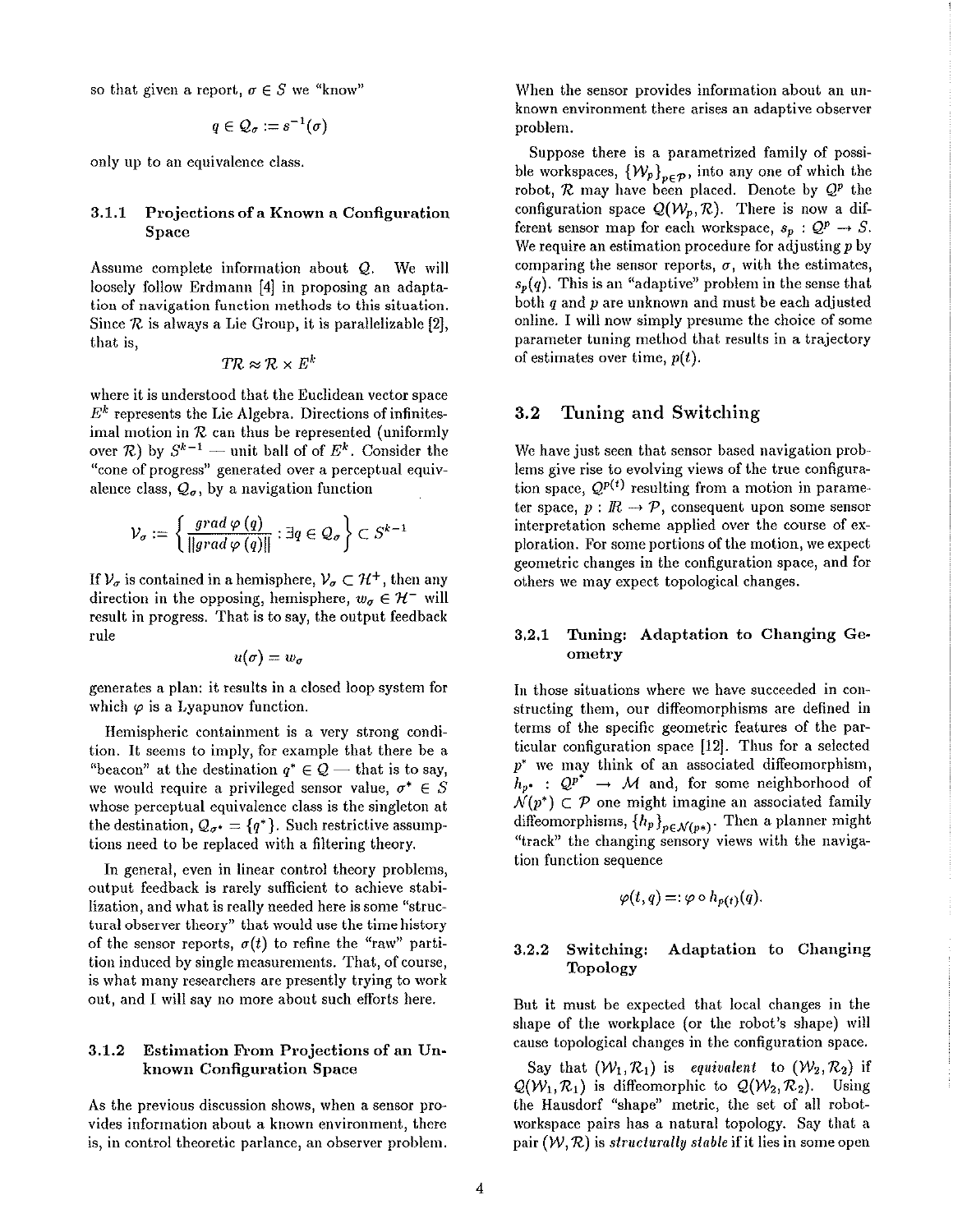so that given a report, $\sigma \in S$ we "know"

$$q \in \mathcal{Q}_\sigma := s^{-1}(\sigma)$$

only up to an equivalence class.

#### 3.1.1 Projections of a Known a Configuration Space

Assume complete information about $\mathcal{Q}$. We will loosely follow Erdmann [4] in proposing an adaptation of navigation function methods to this situation. Since $\mathcal{R}$ is always a Lie Group, it is parallelizable [2], that is,

$$T\mathcal{R} \approx \mathcal{R} \times E^k$$

where it is understood that the Euclidean vector space $E^k$ represents the Lie Algebra. Directions of infinitesimal motion in $\mathcal{R}$ can thus be represented (uniformly over $\mathcal{R}$) by $S^{k-1}$ — unit ball of of $E^k$. Consider the "cone of progress" generated over a perceptual equivalence class, $\mathcal{Q}_\sigma$, by a navigation function

$$\mathcal{V}_\sigma := \left\{ \frac{grad\, \varphi\,(q)}{\|grad\, \varphi\,(q)\|} : \exists q \in \mathcal{Q}_\sigma \right\} \subset S^{k-1}$$

If $\mathcal{V}_\sigma$ is contained in a hemisphere, $\mathcal{V}_\sigma \subset \mathcal{H}^+$, then any direction in the opposing, hemisphere, $w_\sigma \in \mathcal{H}^-$ will result in progress. That is to say, the output feedback rule

$$u(\sigma) = w_\sigma$$

generates a plan: it results in a closed loop system for which $\varphi$ is a Lyapunov function.

Hemispheric containment is a very strong condition. It seems to imply, for example that there be a "beacon" at the destination $q^* \in \mathcal{Q}$ — that is to say, we would require a privileged sensor value, $\sigma^* \in S$ whose perceptual equivalence class is the singleton at the destination, $\mathcal{Q}_{\sigma^*} = \{q^*\}$. Such restrictive assumptions need to be replaced with a filtering theory.

In general, even in linear control theory problems, output feedback is rarely sufficient to achieve stabilization, and what is really needed here is some "structural observer theory" that would use the time history of the sensor reports, $\sigma(t)$ to refine the "raw" partition induced by single measurements. That, of course, is what many researchers are presently trying to work out, and I will say no more about such efforts here.

#### 3.1.2 Estimation From Projections of an Unknown Configuration Space

As the previous discussion shows, when a sensor provides information about a known environment, there is, in control theoretic parlance, an observer problem. When the sensor provides information about an unknown environment there arises an adaptive observer problem.

Suppose there is a parametrized family of possible workspaces, $\{\mathcal{W}_p\}_{p\in\mathcal{P}}$, into any one of which the robot, $\mathcal{R}$ may have been placed. Denote by $\mathcal{Q}^p$ the configuration space $\mathcal{Q}(\mathcal{W}_p, \mathcal{R})$. There is now a different sensor map for each workspace, $s_p : \mathcal{Q}^p \to S$. We require an estimation procedure for adjusting $p$ by comparing the sensor reports, $\sigma$, with the estimates, $s_p(q)$. This is an "adaptive" problem in the sense that both $q$ and $p$ are unknown and must be each adjusted online. I will now simply presume the choice of some parameter tuning method that results in a trajectory of estimates over time, $p(t)$.

### 3.2 Tuning and Switching

We have just seen that sensor based navigation problems give rise to evolving views of the true configuration space, $\mathcal{Q}^{p(t)}$ resulting from a motion in parameter space, $p : I\!R \to \mathcal{P}$, consequent upon some sensor interpretation scheme applied over the course of exploration. For some portions of the motion, we expect geometric changes in the configuration space, and for others we may expect topological changes.

#### 3.2.1 Tuning: Adaptation to Changing Geometry

In those situations where we have succeeded in constructing them, our diffeomorphisms are defined in terms of the specific geometric features of the particular configuration space [12]. Thus for a selected $p^*$ we may think of an associated diffeomorphism, $h_{p^*} : \mathcal{Q}^{p^*} \to \mathcal{M}$ and, for some neighborhood of $\mathcal{N}(p^*) \subset \mathcal{P}$ one might imagine an associated family diffeomorphisms, $\{h_p\}_{p\in\mathcal{N}(p^*)}$. Then a planner might "track" the changing sensory views with the navigation function sequence

$$\varphi(t, q) =: \varphi \circ h_{p(t)}(q).$$

#### 3.2.2 Switching: Adaptation to Changing Topology

But it must be expected that local changes in the shape of the workplace (or the robot's shape) will cause topological changes in the configuration space.

Say that $(\mathcal{W}_1, \mathcal{R}_1)$ is *equivalent* to $(\mathcal{W}_2, \mathcal{R}_2)$ if $\mathcal{Q}(\mathcal{W}_1, \mathcal{R}_1)$ is diffeomorphic to $\mathcal{Q}(\mathcal{W}_2, \mathcal{R}_2)$. Using the Hausdorf "shape" metric, the set of all robot-workspace pairs has a natural topology. Say that a pair $(\mathcal{W}, \mathcal{R})$ is *structurally stable* if it lies in some open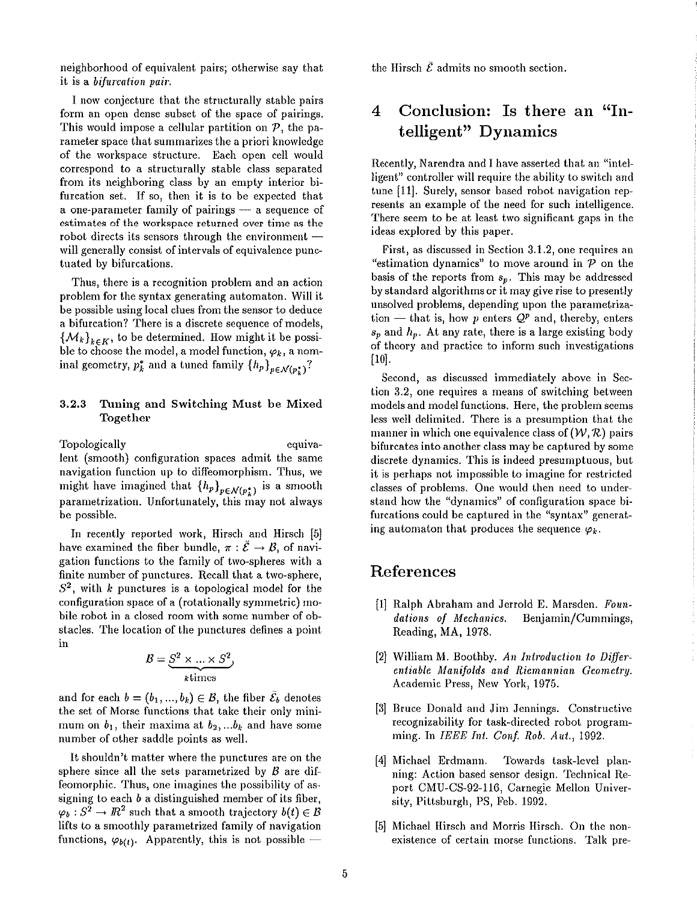neighborhood of equivalent pairs; otherwise say that it is a *bifurcation pair*.

I now conjecture that the structurally stable pairs form an open dense subset of the space of pairings. This would impose a cellular partition on $\mathcal{P}$, the parameter space that summarizes the a priori knowledge of the workspace structure. Each open cell would correspond to a structurally stable class separated from its neighboring class by an empty interior bifurcation set. If so, then it is to be expected that a one-parameter family of pairings — a sequence of estimates of the workspace returned over time as the robot directs its sensors through the environment — will generally consist of intervals of equivalence punctuated by bifurcations.

Thus, there is a recognition problem and an action problem for the syntax generating automaton. Will it be possible using local clues from the sensor to deduce a bifurcation? There is a discrete sequence of models, $\{\mathcal{M}_k\}_{k \in K}$, to be determined. How might it be possible to choose the model, a model function, $\varphi_k$, a nominal geometry, $p_k^*$ and a tuned family $\{h_p\}_{p \in \mathcal{N}(p_k^*)}$?

### 3.2.3 Tuning and Switching Must be Mixed Together

Topologically equivalent (smooth) configuration spaces admit the same navigation function up to diffeomorphism. Thus, we might have imagined that $\{h_p\}_{p \in \mathcal{N}(p_k^*)}$ is a smooth parametrization. Unfortunately, this may not always be possible.

In recently reported work, Hirsch and Hirsch [5] have examined the fiber bundle, $\pi : \bar{\mathcal{E}} \to \mathcal{B}$, of navigation functions to the family of two-spheres with a finite number of punctures. Recall that a two-sphere, $S^2$, with $k$ punctures is a topological model for the configuration space of a (rotationally symmetric) mobile robot in a closed room with some number of obstacles. The location of the punctures defines a point in

$$\mathcal{B} = \underbrace{S^2 \times \ldots \times S^2}_{k \text{times}},$$

and for each $b = (b_1, \ldots, b_k) \in \mathcal{B}$, the fiber $\bar{\mathcal{E}}_b$ denotes the set of Morse functions that take their only minimum on $b_1$, their maxima at $b_2, \ldots b_k$ and have some number of other saddle points as well.

It shouldn't matter where the punctures are on the sphere since all the sets parametrized by $\mathcal{B}$ are diffeomorphic. Thus, one imagines the possibility of assigning to each $b$ a distinguished member of its fiber, $\varphi_b : S^2 \to \mathbb{R}^2$ such that a smooth trajectory $b(t) \in \mathcal{B}$ lifts to a smoothly parametrized family of navigation functions, $\varphi_{b(t)}$. Apparently, this is not possible — the Hirsch $\bar{\mathcal{E}}$ admits no smooth section.

## 4 Conclusion: Is there an "Intelligent" Dynamics

Recently, Narendra and I have asserted that an "intelligent" controller will require the ability to switch and tune [11]. Surely, sensor based robot navigation represents an example of the need for such intelligence. There seem to be at least two significant gaps in the ideas explored by this paper.

First, as discussed in Section 3.1.2, one requires an "estimation dynamics" to move around in $\mathcal{P}$ on the basis of the reports from $s_p$. This may be addressed by standard algorithms or it may give rise to presently unsolved problems, depending upon the parametrization — that is, how $p$ enters $\mathcal{Q}^p$ and, thereby, enters $s_p$ and $h_p$. At any rate, there is a large existing body of theory and practice to inform such investigations [10].

Second, as discussed immediately above in Section 3.2, one requires a means of switching between models and model functions. Here, the problem seems less well delimited. There is a presumption that the manner in which one equivalence class of $(\mathcal{W}, \mathcal{R})$ pairs bifurcates into another class may be captured by some discrete dynamics. This is indeed presumptuous, but it is perhaps not impossible to imagine for restricted classes of problems. One would then need to understand how the "dynamics" of configuration space bifurcations could be captured in the "syntax" generating automaton that produces the sequence $\varphi_k$.

## References

[1] Ralph Abraham and Jerrold E. Marsden. *Foundations of Mechanics*. Benjamin/Cummings, Reading, MA, 1978.

[2] William M. Boothby. *An Introduction to Differentiable Manifolds and Riemannian Geometry*. Academic Press, New York, 1975.

[3] Bruce Donald and Jim Jennings. Constructive recognizability for task-directed robot programming. In *IEEE Int. Conf. Rob. Aut.*, 1992.

[4] Michael Erdmann. Towards task-level planning: Action based sensor design. Technical Report CMU-CS-92-116, Carnegie Mellon University, Pittsburgh, PS, Feb. 1992.

[5] Michael Hirsch and Morris Hirsch. On the nonexistence of certain morse functions. Talk pre-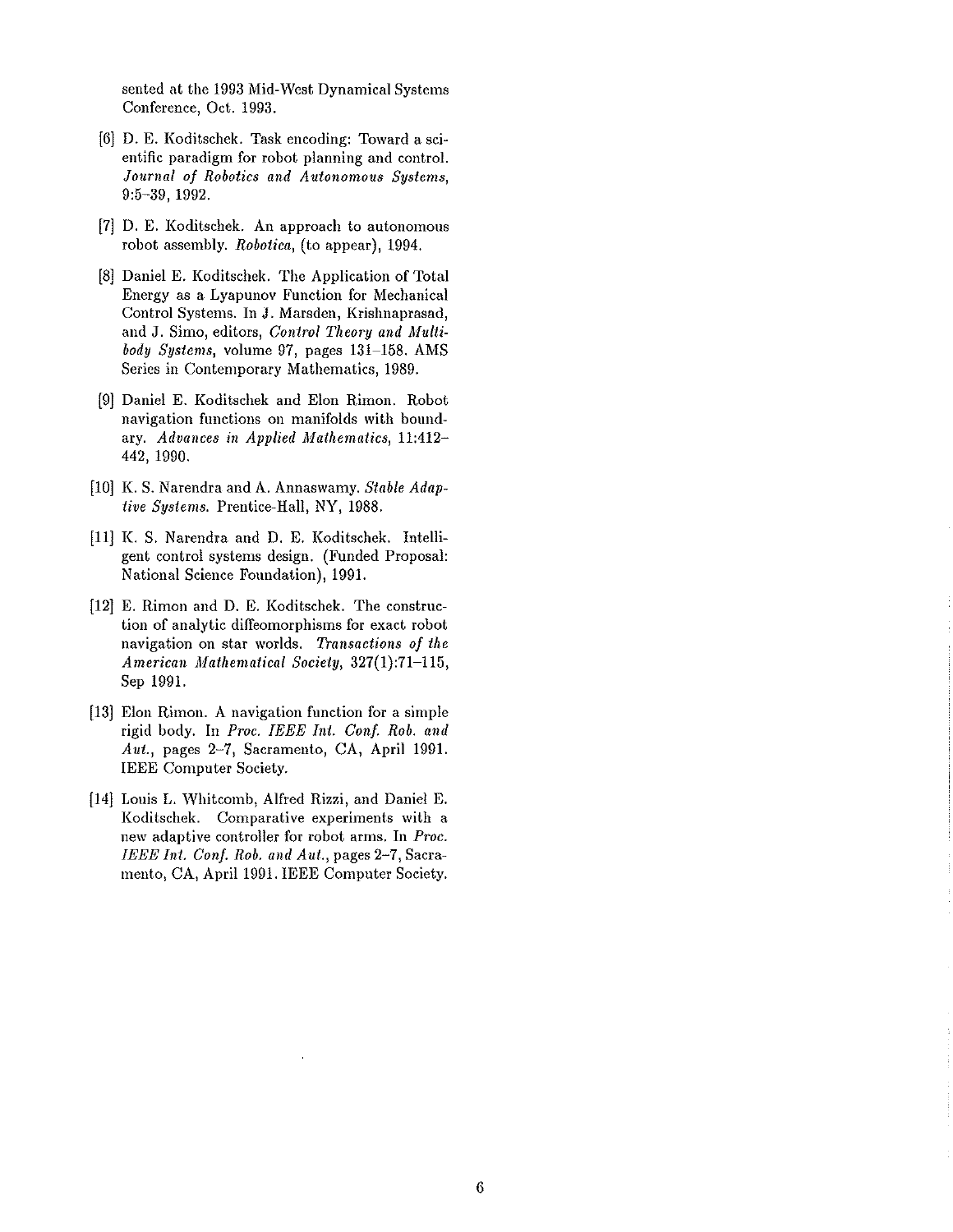sented at the 1993 Mid-West Dynamical Systems Conference, Oct. 1993.

[6] D. E. Koditschek. Task encoding: Toward a scientific paradigm for robot planning and control. *Journal of Robotics and Autonomous Systems*, 9:5–39, 1992.

[7] D. E. Koditschek. An approach to autonomous robot assembly. *Robotica*, (to appear), 1994.

[8] Daniel E. Koditschek. The Application of Total Energy as a Lyapunov Function for Mechanical Control Systems. In J. Marsden, Krishnaprasad, and J. Simo, editors, *Control Theory and Multibody Systems*, volume 97, pages 131–158. AMS Series in Contemporary Mathematics, 1989.

[9] Daniel E. Koditschek and Elon Rimon. Robot navigation functions on manifolds with boundary. *Advances in Applied Mathematics*, 11:412–442, 1990.

[10] K. S. Narendra and A. Annaswamy. *Stable Adaptive Systems*. Prentice-Hall, NY, 1988.

[11] K. S. Narendra and D. E. Koditschek. Intelligent control systems design. (Funded Proposal: National Science Foundation), 1991.

[12] E. Rimon and D. E. Koditschek. The construction of analytic diffeomorphisms for exact robot navigation on star worlds. *Transactions of the American Mathematical Society*, 327(1):71–115, Sep 1991.

[13] Elon Rimon. A navigation function for a simple rigid body. In *Proc. IEEE Int. Conf. Rob. and Aut.*, pages 2–7, Sacramento, CA, April 1991. IEEE Computer Society.

[14] Louis L. Whitcomb, Alfred Rizzi, and Daniel E. Koditschek. Comparative experiments with a new adaptive controller for robot arms. In *Proc. IEEE Int. Conf. Rob. and Aut.*, pages 2–7, Sacramento, CA, April 1991. IEEE Computer Society.